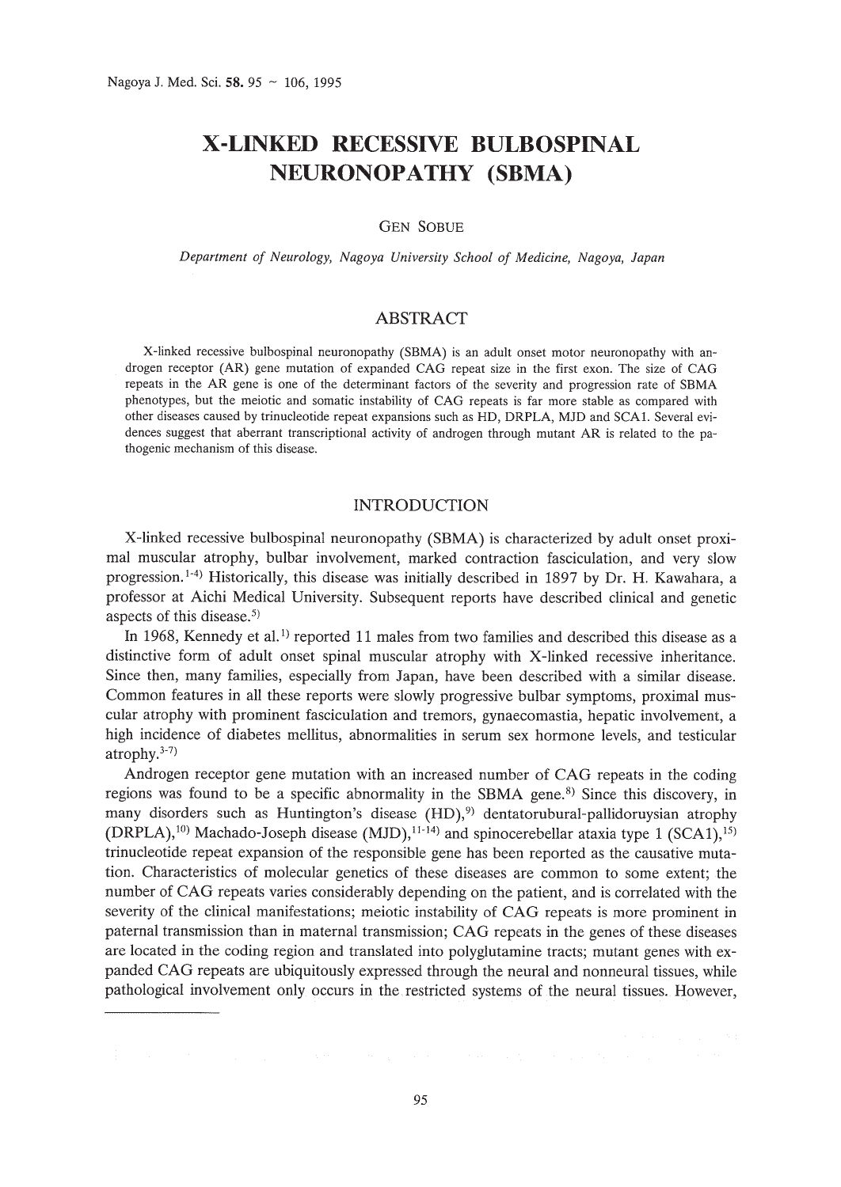# X-LINKED RECESSIVE BULBOSPINAL NEURONOPATHY (SBMA)

GEN SOBUE

*Department of Neurology, Nagoya University School of Medicine, Nagoya, Japan*

## ABSTRACT

X-linked recessive bulbospinal neuronopathy (SBMA) is an adult onset motor neuronopathy with androgen receptor (AR) gene mutation of expanded CAG repeat size in the first exon. The size of CAG repeats in the AR gene is one of the determinant factors of the severity and progression rate of SBMA phenotypes, but the meiotic and somatic instability of CAG repeats is far more stable as compared with other diseases caused by trinucleotide repeat expansions such as HD, DRPLA, MJD and SCA1. Several evidences suggest that aberrant transcriptional activity of androgen through mutant AR is related to the pathogenic mechanism of this disease.

## INTRODUCTION

X-linked recessive bulbospinal neuronopathy (SBMA) is characterized by adult onset proximal muscular atrophy, bulbar involvement, marked contraction fasciculation, and very slow progression.[1-4] Historically, this disease was initially described in 1897 by Dr. H. Kawahara, a professor at Aichi Medical University. Subsequent reports have described clinical and genetic aspects of this disease.[5]

In 1968, Kennedy et al.[1] reported 11 males from two families and described this disease as a distinctive form of adult onset spinal muscular atrophy with X-linked recessive inheritance. Since then, many families, especially from Japan, have been described with a similar disease. Common features in all these reports were slowly progressive bulbar symptoms, proximal muscular atrophy with prominent fasciculation and tremors, gynaecomastia, hepatic involvement, a high incidence of diabetes mellitus, abnormalities in serum sex hormone levels, and testicular atrophy.[3-7]

Androgen receptor gene mutation with an increased number of CAG repeats in the coding regions was found to be a specific abnormality in the SBMA gene.[8] Since this discovery, in many disorders such as Huntington's disease (HD),[9] dentatorubural-pallidoruysian atrophy (DRPLA),[10] Machado-Joseph disease (MJD),[11-14] and spinocerebellar ataxia type 1 (SCA1),[15] trinucleotide repeat expansion of the responsible gene has been reported as the causative mutation. Characteristics of molecular genetics of these diseases are common to some extent; the number of CAG repeats varies considerably depending on the patient, and is correlated with the severity of the clinical manifestations; meiotic instability of CAG repeats is more prominent in paternal transmission than in maternal transmission; CAG repeats in the genes of these diseases are located in the coding region and translated into polyglutamine tracts; mutant genes with expanded CAG repeats are ubiquitously expressed through the neural and nonneural tissues, while pathological involvement only occurs in the restricted systems of the neural tissues. However,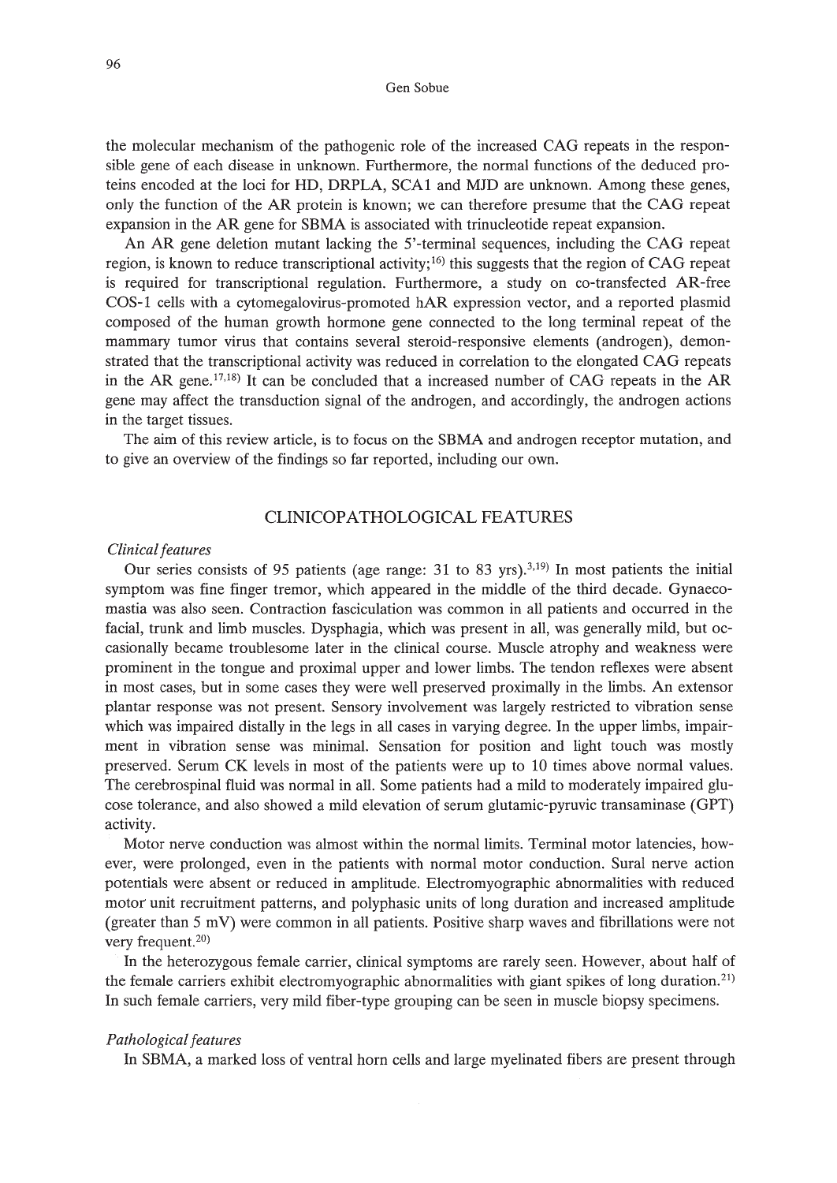the molecular mechanism of the pathogenic role of the increased CAG repeats in the responsible gene of each disease in unknown. Furthermore, the normal functions of the deduced proteins encoded at the loci for HD, DRPLA, SCA1 and MJD are unknown. Among these genes, only the function of the AR protein is known; we can therefore presume that the CAG repeat expansion in the AR gene for SBMA is associated with trinucleotide repeat expansion.

An AR gene deletion mutant lacking the 5'-terminal sequences, including the CAG repeat region, is known to reduce transcriptional activity;[16] this suggests that the region of CAG repeat is required for transcriptional regulation. Furthermore, a study on co-transfected AR-free COS-1 cells with a cytomegalovirus-promoted hAR expression vector, and a reported plasmid composed of the human growth hormone gene connected to the long terminal repeat of the mammary tumor virus that contains several steroid-responsive elements (androgen), demonstrated that the transcriptional activity was reduced in correlation to the elongated CAG repeats in the AR gene.[17,18] It can be concluded that a increased number of CAG repeats in the AR gene may affect the transduction signal of the androgen, and accordingly, the androgen actions in the target tissues.

The aim of this review article, is to focus on the SBMA and androgen receptor mutation, and to give an overview of the findings so far reported, including our own.

## CLINICOPATHOLOGICAL FEATURES

### *Clinical features*

Our series consists of 95 patients (age range: 31 to 83 yrs).[3,19] In most patients the initial symptom was fine finger tremor, which appeared in the middle of the third decade. Gynaecomastia was also seen. Contraction fasciculation was common in all patients and occurred in the facial, trunk and limb muscles. Dysphagia, which was present in all, was generally mild, but occasionally became troublesome later in the clinical course. Muscle atrophy and weakness were prominent in the tongue and proximal upper and lower limbs. The tendon reflexes were absent in most cases, but in some cases they were well preserved proximally in the limbs. An extensor plantar response was not present. Sensory involvement was largely restricted to vibration sense which was impaired distally in the legs in all cases in varying degree. In the upper limbs, impairment in vibration sense was minimal. Sensation for position and light touch was mostly preserved. Serum CK levels in most of the patients were up to 10 times above normal values. The cerebrospinal fluid was normal in all. Some patients had a mild to moderately impaired glucose tolerance, and also showed a mild elevation of serum glutamic-pyruvic transaminase (GPT) activity.

Motor nerve conduction was almost within the normal limits. Terminal motor latencies, however, were prolonged, even in the patients with normal motor conduction. Sural nerve action potentials were absent or reduced in amplitude. Electromyographic abnormalities with reduced motor unit recruitment patterns, and polyphasic units of long duration and increased amplitude (greater than 5 mV) were common in all patients. Positive sharp waves and fibrillations were not very frequent.[20]

In the heterozygous female carrier, clinical symptoms are rarely seen. However, about half of the female carriers exhibit electromyographic abnormalities with giant spikes of long duration.[21] In such female carriers, very mild fiber-type grouping can be seen in muscle biopsy specimens.

### *Pathological features*

In SBMA, a marked loss of ventral horn cells and large myelinated fibers are present through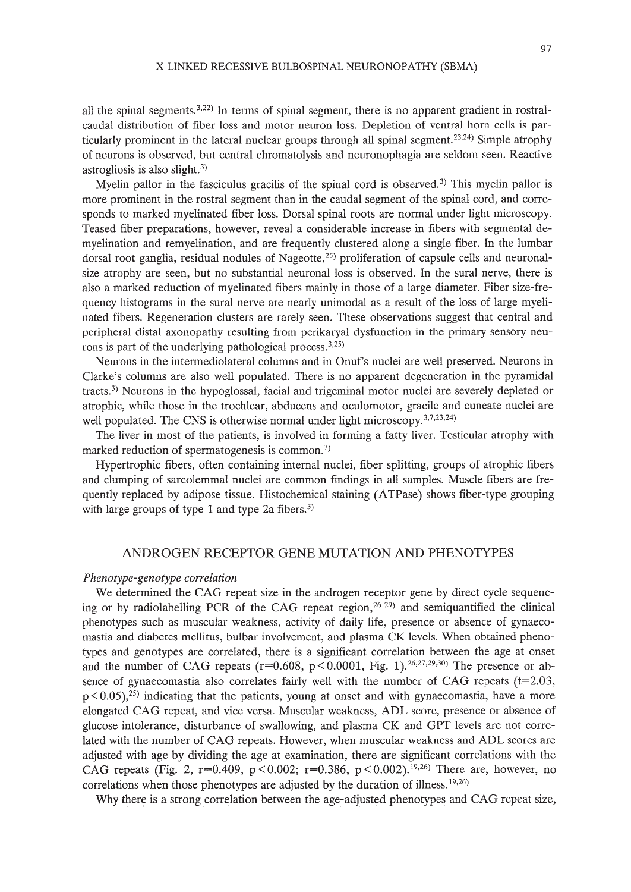all the spinal segments.[3,22] In terms of spinal segment, there is no apparent gradient in rostral-caudal distribution of fiber loss and motor neuron loss. Depletion of ventral horn cells is particularly prominent in the lateral nuclear groups through all spinal segment.[23,24] Simple atrophy of neurons is observed, but central chromatolysis and neuronophagia are seldom seen. Reactive astrogliosis is also slight.[3]

Myelin pallor in the fasciculus gracilis of the spinal cord is observed.[3] This myelin pallor is more prominent in the rostral segment than in the caudal segment of the spinal cord, and corresponds to marked myelinated fiber loss. Dorsal spinal roots are normal under light microscopy. Teased fiber preparations, however, reveal a considerable increase in fibers with segmental demyelination and remyelination, and are frequently clustered along a single fiber. In the lumbar dorsal root ganglia, residual nodules of Nageotte,[25] proliferation of capsule cells and neuronal-size atrophy are seen, but no substantial neuronal loss is observed. In the sural nerve, there is also a marked reduction of myelinated fibers mainly in those of a large diameter. Fiber size-frequency histograms in the sural nerve are nearly unimodal as a result of the loss of large myelinated fibers. Regeneration clusters are rarely seen. These observations suggest that central and peripheral distal axonopathy resulting from perikaryal dysfunction in the primary sensory neurons is part of the underlying pathological process.[3,25]

Neurons in the intermediolateral columns and in Onuf's nuclei are well preserved. Neurons in Clarke's columns are also well populated. There is no apparent degeneration in the pyramidal tracts.[3] Neurons in the hypoglossal, facial and trigeminal motor nuclei are severely depleted or atrophic, while those in the trochlear, abducens and oculomotor, gracile and cuneate nuclei are well populated. The CNS is otherwise normal under light microscopy.[3,7,23,24]

The liver in most of the patients, is involved in forming a fatty liver. Testicular atrophy with marked reduction of spermatogenesis is common.[7]

Hypertrophic fibers, often containing internal nuclei, fiber splitting, groups of atrophic fibers and clumping of sarcolemmal nuclei are common findings in all samples. Muscle fibers are frequently replaced by adipose tissue. Histochemical staining (ATPase) shows fiber-type grouping with large groups of type 1 and type 2a fibers.[3]

## ANDROGEN RECEPTOR GENE MUTATION AND PHENOTYPES

### *Phenotype-genotype correlation*

We determined the CAG repeat size in the androgen receptor gene by direct cycle sequencing or by radiolabelling PCR of the CAG repeat region,[26-29] and semiquantified the clinical phenotypes such as muscular weakness, activity of daily life, presence or absence of gynaecomastia and diabetes mellitus, bulbar involvement, and plasma CK levels. When obtained phenotypes and genotypes are correlated, there is a significant correlation between the age at onset and the number of CAG repeats ($r=0.608$, $p<0.0001$, Fig. 1).[26,27,29,30] The presence or absence of gynaecomastia also correlates fairly well with the number of CAG repeats ($t=2.03$, $p<0.05$),[25] indicating that the patients, young at onset and with gynaecomastia, have a more elongated CAG repeat, and vice versa. Muscular weakness, ADL score, presence or absence of glucose intolerance, disturbance of swallowing, and plasma CK and GPT levels are not correlated with the number of CAG repeats. However, when muscular weakness and ADL scores are adjusted with age by dividing the age at examination, there are significant correlations with the CAG repeats (Fig. 2, $r=0.409$, $p<0.002$; $r=0.386$, $p<0.002$).[19,26] There are, however, no correlations when those phenotypes are adjusted by the duration of illness.[19,26]

Why there is a strong correlation between the age-adjusted phenotypes and CAG repeat size,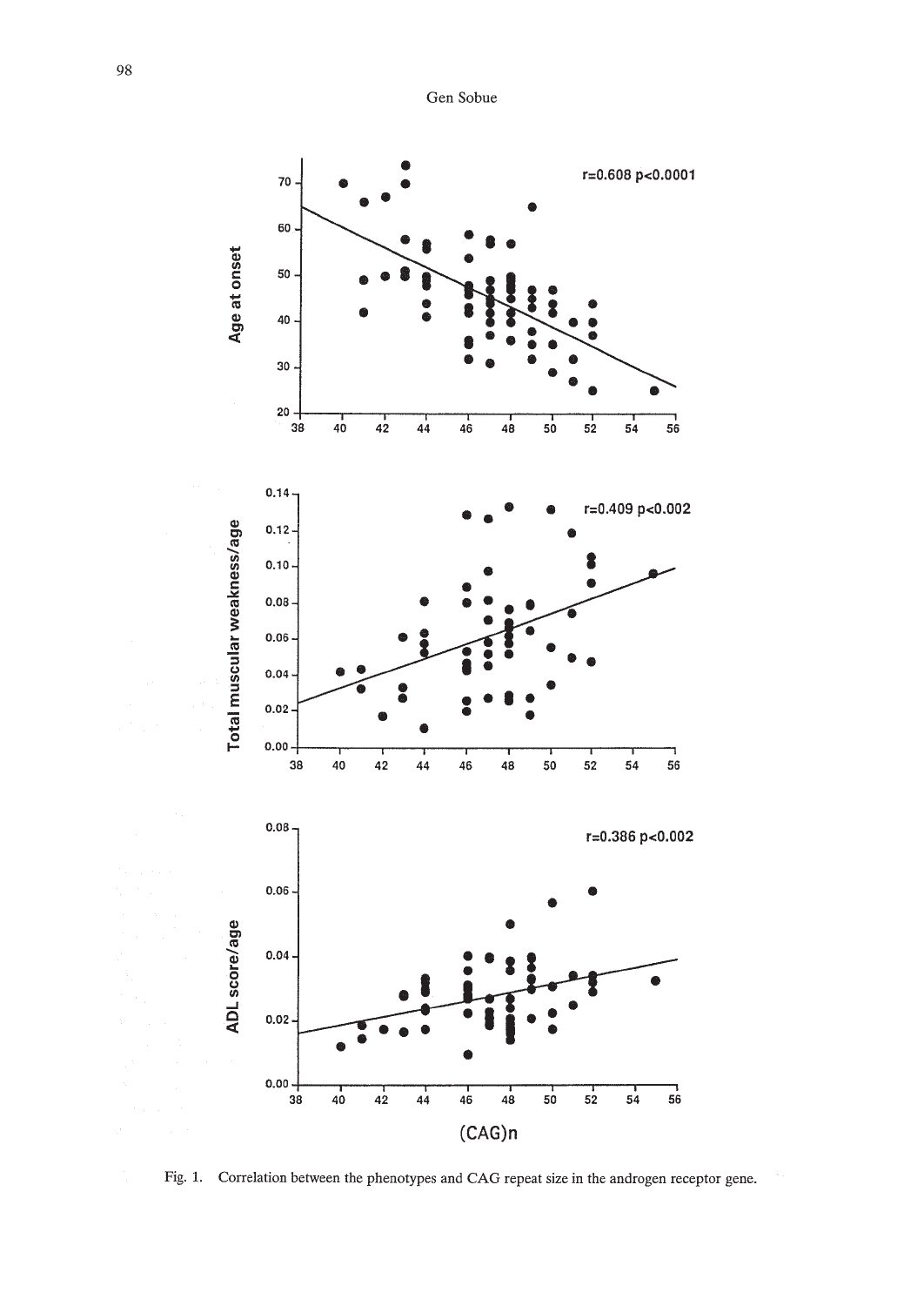Age at onset

r=0.608 p<0.0001

70
60
50
40
30
20

38 40 42 44 46 48 50 52 54 56

Total muscular weakness/age

r=0.409 p<0.002

0.14
0.12
0.10
0.08
0.06
0.04
0.02
0.00

38 40 42 44 46 48 50 52 54 56

ADL score/age

r=0.386 p<0.002

0.08
0.06
0.04
0.02
0.00

38 40 42 44 46 48 50 52 54 56

(CAG)n

Fig. 1. Correlation between the phenotypes and CAG repeat size in the androgen receptor gene.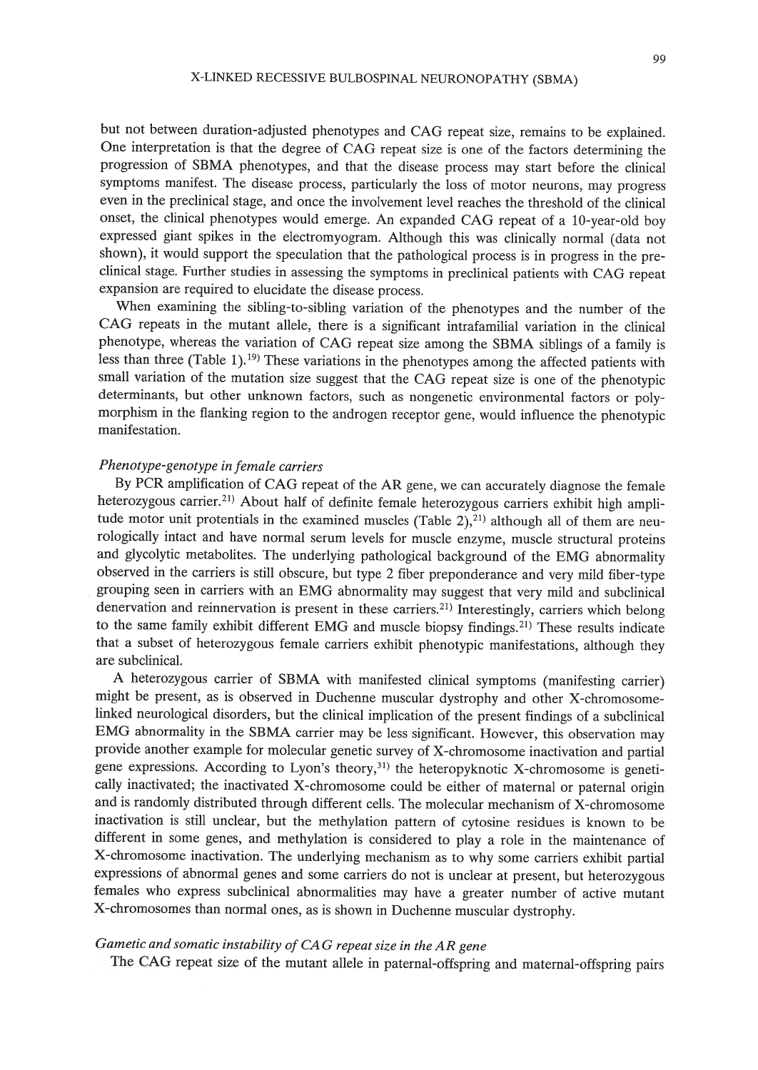but not between duration-adjusted phenotypes and CAG repeat size, remains to be explained. One interpretation is that the degree of CAG repeat size is one of the factors determining the progression of SBMA phenotypes, and that the disease process may start before the clinical symptoms manifest. The disease process, particularly the loss of motor neurons, may progress even in the preclinical stage, and once the involvement level reaches the threshold of the clinical onset, the clinical phenotypes would emerge. An expanded CAG repeat of a 10-year-old boy expressed giant spikes in the electromyogram. Although this was clinically normal (data not shown), it would support the speculation that the pathological process is in progress in the preclinical stage. Further studies in assessing the symptoms in preclinical patients with CAG repeat expansion are required to elucidate the disease process.

When examining the sibling-to-sibling variation of the phenotypes and the number of the CAG repeats in the mutant allele, there is a significant intrafamilial variation in the clinical phenotype, whereas the variation of CAG repeat size among the SBMA siblings of a family is less than three (Table 1).[19] These variations in the phenotypes among the affected patients with small variation of the mutation size suggest that the CAG repeat size is one of the phenotypic determinants, but other unknown factors, such as nongenetic environmental factors or polymorphism in the flanking region to the androgen receptor gene, would influence the phenotypic manifestation.

*Phenotype-genotype in female carriers*

By PCR amplification of CAG repeat of the AR gene, we can accurately diagnose the female heterozygous carrier.[21] About half of definite female heterozygous carriers exhibit high amplitude motor unit potentials in the examined muscles (Table 2),[21] although all of them are neurologically intact and have normal serum levels for muscle enzyme, muscle structural proteins and glycolytic metabolites. The underlying pathological background of the EMG abnormality observed in the carriers is still obscure, but type 2 fiber preponderance and very mild fiber-type grouping seen in carriers with an EMG abnormality may suggest that very mild and subclinical denervation and reinnervation is present in these carriers.[21] Interestingly, carriers which belong to the same family exhibit different EMG and muscle biopsy findings.[21] These results indicate that a subset of heterozygous female carriers exhibit phenotypic manifestations, although they are subclinical.

A heterozygous carrier of SBMA with manifested clinical symptoms (manifesting carrier) might be present, as is observed in Duchenne muscular dystrophy and other X-chromosome-linked neurological disorders, but the clinical implication of the present findings of a subclinical EMG abnormality in the SBMA carrier may be less significant. However, this observation may provide another example for molecular genetic survey of X-chromosome inactivation and partial gene expressions. According to Lyon's theory,[31] the heteropyknotic X-chromosome is genetically inactivated; the inactivated X-chromosome could be either of maternal or paternal origin and is randomly distributed through different cells. The molecular mechanism of X-chromosome inactivation is still unclear, but the methylation pattern of cytosine residues is known to be different in some genes, and methylation is considered to play a role in the maintenance of X-chromosome inactivation. The underlying mechanism as to why some carriers exhibit partial expressions of abnormal genes and some carriers do not is unclear at present, but heterozygous females who express subclinical abnormalities may have a greater number of active mutant X-chromosomes than normal ones, as is shown in Duchenne muscular dystrophy.

*Gametic and somatic instability of CAG repeat size in the AR gene*

The CAG repeat size of the mutant allele in paternal-offspring and maternal-offspring pairs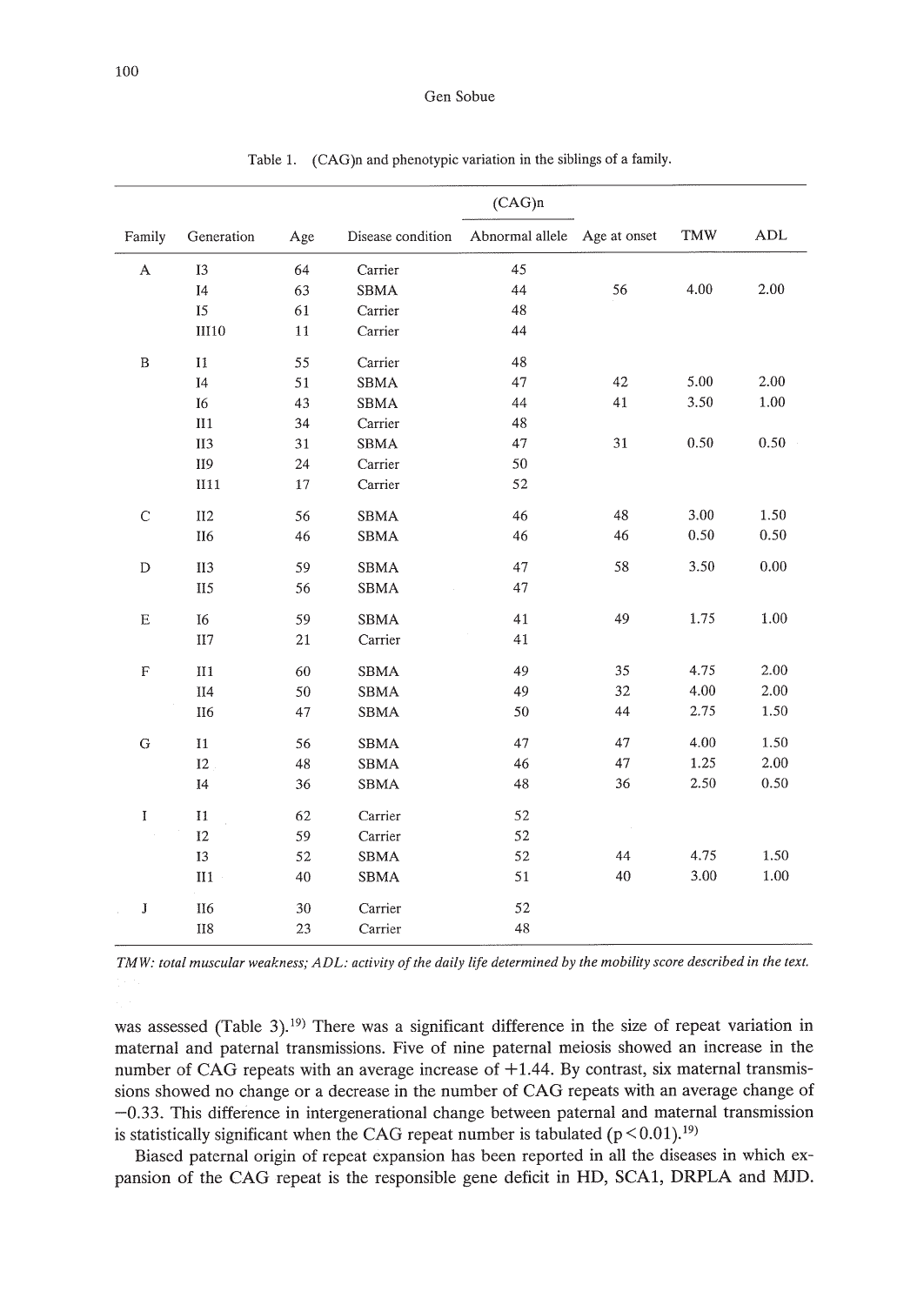Table 1. (CAG)n and phenotypic variation in the siblings of a family.

| Family | Generation | Age | Disease condition | (CAG)n Abnormal allele | Age at onset | TMW | ADL |
|---|---|---|---|---|---|---|---|
| A | I3 | 64 | Carrier | 45 | | | |
| | I4 | 63 | SBMA | 44 | 56 | 4.00 | 2.00 |
| | I5 | 61 | Carrier | 48 | | | |
| | III10 | 11 | Carrier | 44 | | | |
| B | I1 | 55 | Carrier | 48 | | | |
| | I4 | 51 | SBMA | 47 | 42 | 5.00 | 2.00 |
| | I6 | 43 | SBMA | 44 | 41 | 3.50 | 1.00 |
| | II1 | 34 | Carrier | 48 | | | |
| | II3 | 31 | SBMA | 47 | 31 | 0.50 | 0.50 |
| | II9 | 24 | Carrier | 50 | | | |
| | II11 | 17 | Carrier | 52 | | | |
| C | II2 | 56 | SBMA | 46 | 48 | 3.00 | 1.50 |
| | II6 | 46 | SBMA | 46 | 46 | 0.50 | 0.50 |
| D | II3 | 59 | SBMA | 47 | 58 | 3.50 | 0.00 |
| | II5 | 56 | SBMA | 47 | | | |
| E | I6 | 59 | SBMA | 41 | 49 | 1.75 | 1.00 |
| | II7 | 21 | Carrier | 41 | | | |
| F | II1 | 60 | SBMA | 49 | 35 | 4.75 | 2.00 |
| | II4 | 50 | SBMA | 49 | 32 | 4.00 | 2.00 |
| | II6 | 47 | SBMA | 50 | 44 | 2.75 | 1.50 |
| G | I1 | 56 | SBMA | 47 | 47 | 4.00 | 1.50 |
| | I2 | 48 | SBMA | 46 | 47 | 1.25 | 2.00 |
| | I4 | 36 | SBMA | 48 | 36 | 2.50 | 0.50 |
| I | I1 | 62 | Carrier | 52 | | | |
| | I2 | 59 | Carrier | 52 | | | |
| | I3 | 52 | SBMA | 52 | 44 | 4.75 | 1.50 |
| | II1 | 40 | SBMA | 51 | 40 | 3.00 | 1.00 |
| J | II6 | 30 | Carrier | 52 | | | |
| | II8 | 23 | Carrier | 48 | | | |

*TMW: total muscular weakness; ADL: activity of the daily life determined by the mobility score described in the text.*

was assessed (Table 3).[19] There was a significant difference in the size of repeat variation in maternal and paternal transmissions. Five of nine paternal meiosis showed an increase in the number of CAG repeats with an average increase of +1.44. By contrast, six maternal transmissions showed no change or a decrease in the number of CAG repeats with an average change of −0.33. This difference in intergenerational change between paternal and maternal transmission is statistically significant when the CAG repeat number is tabulated ($p < 0.01$).[19]

Biased paternal origin of repeat expansion has been reported in all the diseases in which expansion of the CAG repeat is the responsible gene deficit in HD, SCA1, DRPLA and MJD.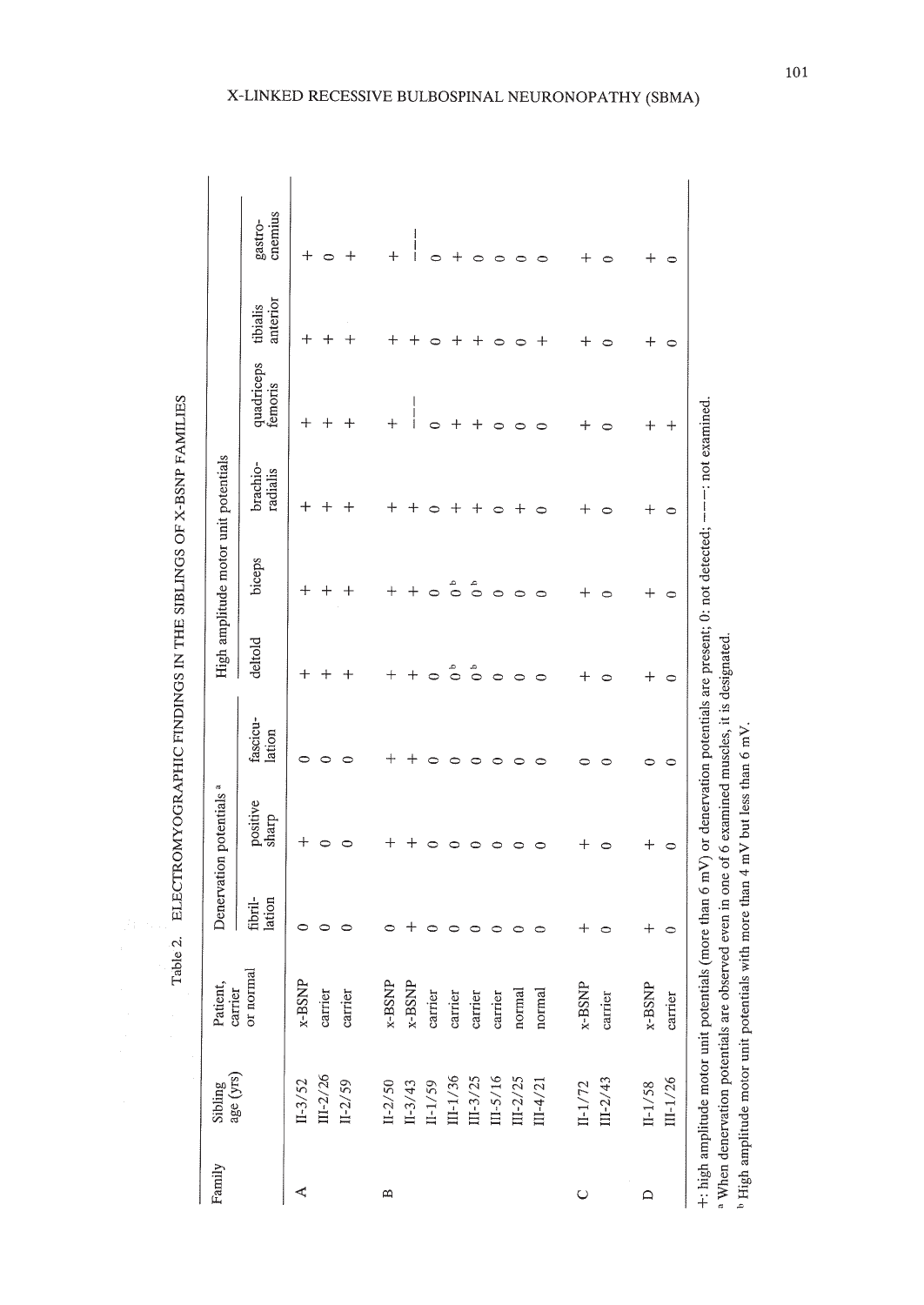Table 2. ELECTROMYOGRAPHIC FINDINGS IN THE SIBLINGS OF X-BSNP FAMILIES

| Family | Sibling age (yrs) | Patient, carrier or normal | Denervation potentials [a] | | | High amplitude motor unit potentials | | | | | |
|---|---|---|---|---|---|---|---|---|---|---|---|
| | | | fibril-lation | positive sharp | fascicu-lation | deltoid | biceps | brachio-radialis | quadriceps femoris | tibialis anterior | gastro-cnemius |
| A | II-3/52 | x-BSNP | 0 | + | 0 | + | + | + | + | + | + |
| | III-2/26 | carrier | 0 | 0 | 0 | + | + | + | + | + | 0 |
| | II-2/59 | carrier | 0 | 0 | 0 | + | + | + | + | + | + |
| B | II-2/50 | x-BSNP | 0 | + | + | + | + | + | + | + | + |
| | II-3/43 | x-BSNP | + | + | + | + | + | + | ——— | + | ——— |
| | II-1/59 | carrier | 0 | 0 | 0 | 0 | 0 | 0 | 0 | 0 | 0 |
| | III-1/36 | carrier | 0 | 0 | 0 | 0 [b] | 0 [b] | + | + | + | + |
| | III-3/25 | carrier | 0 | 0 | 0 | 0 [b] | 0 [b] | + | + | + | 0 |
| | III-5/16 | carrier | 0 | 0 | 0 | 0 | 0 | 0 | 0 | 0 | 0 |
| | III-2/25 | normal | 0 | 0 | 0 | 0 | 0 | + | 0 | 0 | 0 |
| | III-4/21 | normal | 0 | 0 | 0 | 0 | 0 | 0 | 0 | + | 0 |
| C | II-1/72 | x-BSNP | + | + | 0 | + | + | + | + | + | + |
| | III-2/43 | carrier | 0 | 0 | 0 | 0 | 0 | 0 | 0 | 0 | 0 |
| D | II-1/58 | x-BSNP | + | + | 0 | + | + | + | + | + | + |
| | III-1/26 | carrier | 0 | 0 | 0 | 0 | 0 | 0 | + | 0 | 0 |

+: high amplitude motor unit potentials (more than 6 mV) or denervation potentials are present; 0: not detected; ———: not examined.

[a] When denervation potentials are observed even in one of 6 examined muscles, it is designated.

[b] High amplitude motor unit potentials with more than 4 mV but less than 6 mV.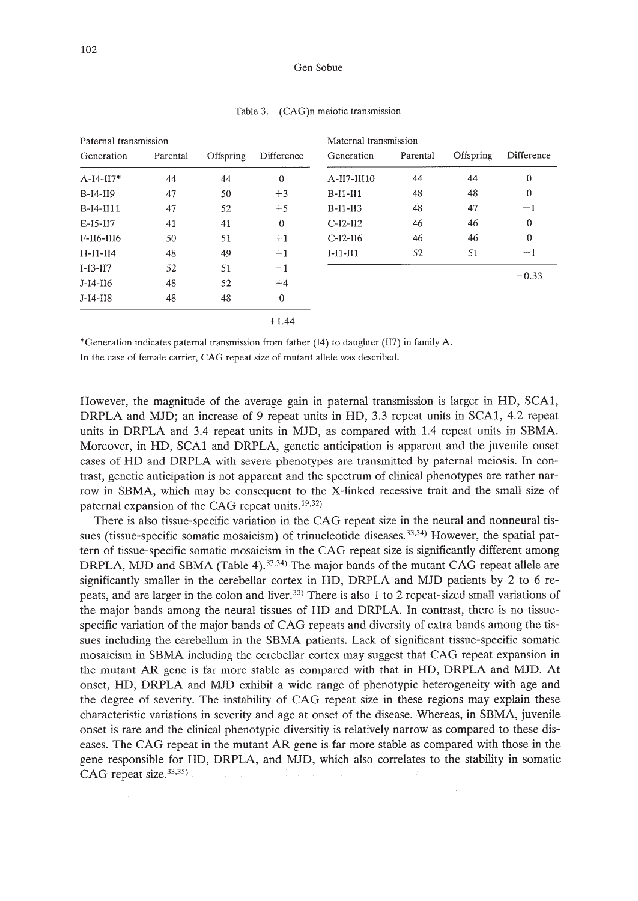Table 3. (CAG)n meiotic transmission

| Paternal transmission | | | | Maternal transmission | | | |
|---|---|---|---|---|---|---|---|
| Generation | Parental | Offspring | Difference | Generation | Parental | Offspring | Difference |
| A-I4-II7* | 44 | 44 | 0 | A-II7-III10 | 44 | 44 | 0 |
| B-I4-II9 | 47 | 50 | +3 | B-I1-II1 | 48 | 48 | 0 |
| B-I4-III1 | 47 | 52 | +5 | B-I1-II3 | 48 | 47 | −1 |
| E-I5-II7 | 41 | 41 | 0 | C-I2-II2 | 46 | 46 | 0 |
| F-II6-III6 | 50 | 51 | +1 | C-I2-II6 | 46 | 46 | 0 |
| H-I1-II4 | 48 | 49 | +1 | I-I1-II1 | 52 | 51 | −1 |
| I-I3-II7 | 52 | 51 | −1 | | | | −0.33 |
| J-I4-II6 | 48 | 52 | +4 | | | | |
| J-I4-II8 | 48 | 48 | 0 | | | | |
| | | | +1.44 | | | | |

*Generation indicates paternal transmission from father (I4) to daughter (II7) in family A.
In the case of female carrier, CAG repeat size of mutant allele was described.

However, the magnitude of the average gain in paternal transmission is larger in HD, SCA1, DRPLA and MJD; an increase of 9 repeat units in HD, 3.3 repeat units in SCA1, 4.2 repeat units in DRPLA and 3.4 repeat units in MJD, as compared with 1.4 repeat units in SBMA. Moreover, in HD, SCA1 and DRPLA, genetic anticipation is apparent and the juvenile onset cases of HD and DRPLA with severe phenotypes are transmitted by paternal meiosis. In contrast, genetic anticipation is not apparent and the spectrum of clinical phenotypes are rather narrow in SBMA, which may be consequent to the X-linked recessive trait and the small size of paternal expansion of the CAG repeat units.[19,32]

There is also tissue-specific variation in the CAG repeat size in the neural and nonneural tissues (tissue-specific somatic mosaicism) of trinucleotide diseases.[33,34] However, the spatial pattern of tissue-specific somatic mosaicism in the CAG repeat size is significantly different among DRPLA, MJD and SBMA (Table 4).[33,34] The major bands of the mutant CAG repeat allele are significantly smaller in the cerebellar cortex in HD, DRPLA and MJD patients by 2 to 6 repeats, and are larger in the colon and liver.[33] There is also 1 to 2 repeat-sized small variations of the major bands among the neural tissues of HD and DRPLA. In contrast, there is no tissue-specific variation of the major bands of CAG repeats and diversity of extra bands among the tissues including the cerebellum in the SBMA patients. Lack of significant tissue-specific somatic mosaicism in SBMA including the cerebellar cortex may suggest that CAG repeat expansion in the mutant AR gene is far more stable as compared with that in HD, DRPLA and MJD. At onset, HD, DRPLA and MJD exhibit a wide range of phenotypic heterogeneity with age and the degree of severity. The instability of CAG repeat size in these regions may explain these characteristic variations in severity and age at onset of the disease. Whereas, in SBMA, juvenile onset is rare and the clinical phenotypic diversitiy is relatively narrow as compared to these diseases. The CAG repeat in the mutant AR gene is far more stable as compared with those in the gene responsible for HD, DRPLA, and MJD, which also correlates to the stability in somatic CAG repeat size.[33,35]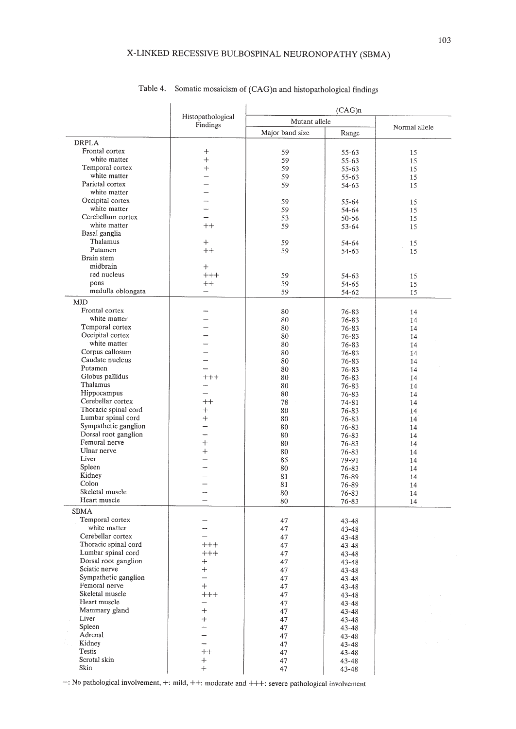Table 4. Somatic mosaicism of (CAG)n and histopathological findings

| | Histopathological Findings | (CAG)n | | |
|---|---|---|---|---|
| | | Mutant allele | | Normal allele |
| | | Major band size | Range | |
| **DRPLA** | | | | |
| Frontal cortex | + | 59 | 55-63 | 15 |
| white matter | + | 59 | 55-63 | 15 |
| Temporal cortex | + | 59 | 55-63 | 15 |
| white matter | − | 59 | 55-63 | 15 |
| Parietal cortex | − | 59 | 54-63 | 15 |
| white matter | − | | | |
| Occipital cortex | − | 59 | 55-64 | 15 |
| white matter | − | 59 | 54-64 | 15 |
| Cerebellum cortex | − | 53 | 50-56 | 15 |
| white matter | ++ | 59 | 53-64 | 15 |
| Basal ganglia | | | | |
| Thalamus | + | 59 | 54-64 | 15 |
| Putamen | ++ | 59 | 54-63 | 15 |
| Brain stem | | | | |
| midbrain | + | | | |
| red nucleus | +++ | 59 | 54-63 | 15 |
| pons | ++ | 59 | 54-65 | 15 |
| medulla oblongata | − | 59 | 54-62 | 15 |
| **MJD** | | | | |
| Frontal cortex | − | 80 | 76-83 | 14 |
| white matter | − | 80 | 76-83 | 14 |
| Temporal cortex | − | 80 | 76-83 | 14 |
| Occipital cortex | − | 80 | 76-83 | 14 |
| white matter | − | 80 | 76-83 | 14 |
| Corpus callosum | − | 80 | 76-83 | 14 |
| Caudate nucleus | − | 80 | 76-83 | 14 |
| Putamen | − | 80 | 76-83 | 14 |
| Globus pallidus | +++ | 80 | 76-83 | 14 |
| Thalamus | − | 80 | 76-83 | 14 |
| Hippocampus | − | 80 | 76-83 | 14 |
| Cerebellar cortex | ++ | 78 | 74-81 | 14 |
| Thoracic spinal cord | + | 80 | 76-83 | 14 |
| Lumbar spinal cord | + | 80 | 76-83 | 14 |
| Sympathetic ganglion | − | 80 | 76-83 | 14 |
| Dorsal root ganglion | − | 80 | 76-83 | 14 |
| Femoral nerve | + | 80 | 76-83 | 14 |
| Ulnar nerve | + | 80 | 76-83 | 14 |
| Liver | − | 85 | 79-91 | 14 |
| Spleen | − | 80 | 76-83 | 14 |
| Kidney | − | 81 | 76-89 | 14 |
| Colon | − | 81 | 76-89 | 14 |
| Skeletal muscle | − | 80 | 76-83 | 14 |
| Heart muscle | − | 80 | 76-83 | 14 |
| **SBMA** | | | | |
| Temporal cortex | − | 47 | 43-48 | |
| white matter | − | 47 | 43-48 | |
| Cerebellar cortex | − | 47 | 43-48 | |
| Thoracic spinal cord | +++ | 47 | 43-48 | |
| Lumbar spinal cord | +++ | 47 | 43-48 | |
| Dorsal root ganglion | + | 47 | 43-48 | |
| Sciatic nerve | + | 47 | 43-48 | |
| Sympathetic ganglion | − | 47 | 43-48 | |
| Femoral nerve | + | 47 | 43-48 | |
| Skeletal muscle | +++ | 47 | 43-48 | |
| Heart muscle | − | 47 | 43-48 | |
| Mammary gland | + | 47 | 43-48 | |
| Liver | + | 47 | 43-48 | |
| Spleen | − | 47 | 43-48 | |
| Adrenal | − | 47 | 43-48 | |
| Kidney | − | 47 | 43-48 | |
| Testis | ++ | 47 | 43-48 | |
| Scrotal skin | + | 47 | 43-48 | |
| Skin | + | 47 | 43-48 | |

−: No pathological involvement, +: mild, ++: moderate and +++: severe pathological involvement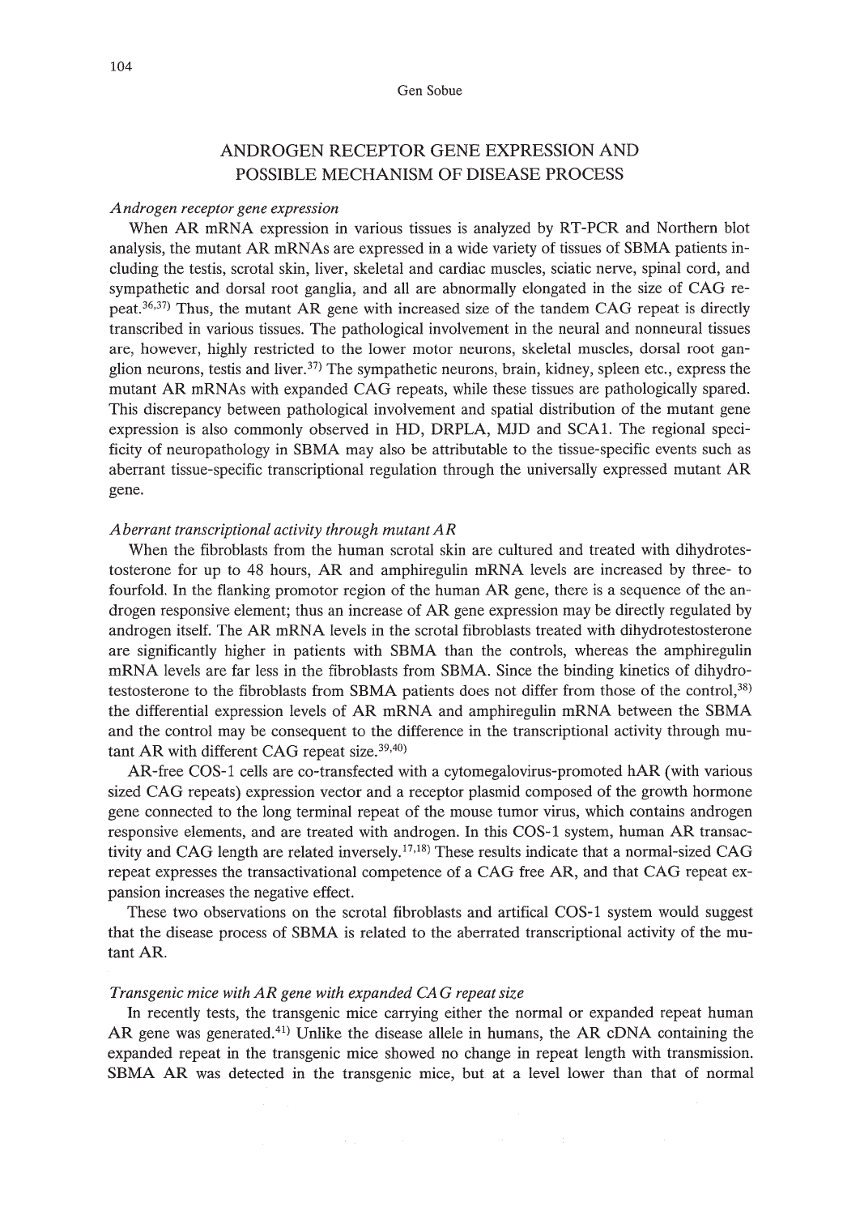## ANDROGEN RECEPTOR GENE EXPRESSION AND POSSIBLE MECHANISM OF DISEASE PROCESS

### *Androgen receptor gene expression*

When AR mRNA expression in various tissues is analyzed by RT-PCR and Northern blot analysis, the mutant AR mRNAs are expressed in a wide variety of tissues of SBMA patients including the testis, scrotal skin, liver, skeletal and cardiac muscles, sciatic nerve, spinal cord, and sympathetic and dorsal root ganglia, and all are abnormally elongated in the size of CAG repeat.[36,37] Thus, the mutant AR gene with increased size of the tandem CAG repeat is directly transcribed in various tissues. The pathological involvement in the neural and nonneural tissues are, however, highly restricted to the lower motor neurons, skeletal muscles, dorsal root ganglion neurons, testis and liver.[37] The sympathetic neurons, brain, kidney, spleen etc., express the mutant AR mRNAs with expanded CAG repeats, while these tissues are pathologically spared. This discrepancy between pathological involvement and spatial distribution of the mutant gene expression is also commonly observed in HD, DRPLA, MJD and SCA1. The regional specificity of neuropathology in SBMA may also be attributable to the tissue-specific events such as aberrant tissue-specific transcriptional regulation through the universally expressed mutant AR gene.

### *Aberrant transcriptional activity through mutant AR*

When the fibroblasts from the human scrotal skin are cultured and treated with dihydrotestosterone for up to 48 hours, AR and amphiregulin mRNA levels are increased by three- to fourfold. In the flanking promotor region of the human AR gene, there is a sequence of the androgen responsive element; thus an increase of AR gene expression may be directly regulated by androgen itself. The AR mRNA levels in the scrotal fibroblasts treated with dihydrotestosterone are significantly higher in patients with SBMA than the controls, whereas the amphiregulin mRNA levels are far less in the fibroblasts from SBMA. Since the binding kinetics of dihydrotestosterone to the fibroblasts from SBMA patients does not differ from those of the control,[38] the differential expression levels of AR mRNA and amphiregulin mRNA between the SBMA and the control may be consequent to the difference in the transcriptional activity through mutant AR with different CAG repeat size.[39,40)]

AR-free COS-1 cells are co-transfected with a cytomegalovirus-promoted hAR (with various sized CAG repeats) expression vector and a receptor plasmid composed of the growth hormone gene connected to the long terminal repeat of the mouse tumor virus, which contains androgen responsive elements, and are treated with androgen. In this COS-1 system, human AR transactivity and CAG length are related inversely.[17,18] These results indicate that a normal-sized CAG repeat expresses the transactivational competence of a CAG free AR, and that CAG repeat expansion increases the negative effect.

These two observations on the scrotal fibroblasts and artifical COS-1 system would suggest that the disease process of SBMA is related to the aberrated transcriptional activity of the mutant AR.

### *Transgenic mice with AR gene with expanded CAG repeat size*

In recently tests, the transgenic mice carrying either the normal or expanded repeat human AR gene was generated.[41] Unlike the disease allele in humans, the AR cDNA containing the expanded repeat in the transgenic mice showed no change in repeat length with transmission. SBMA AR was detected in the transgenic mice, but at a level lower than that of normal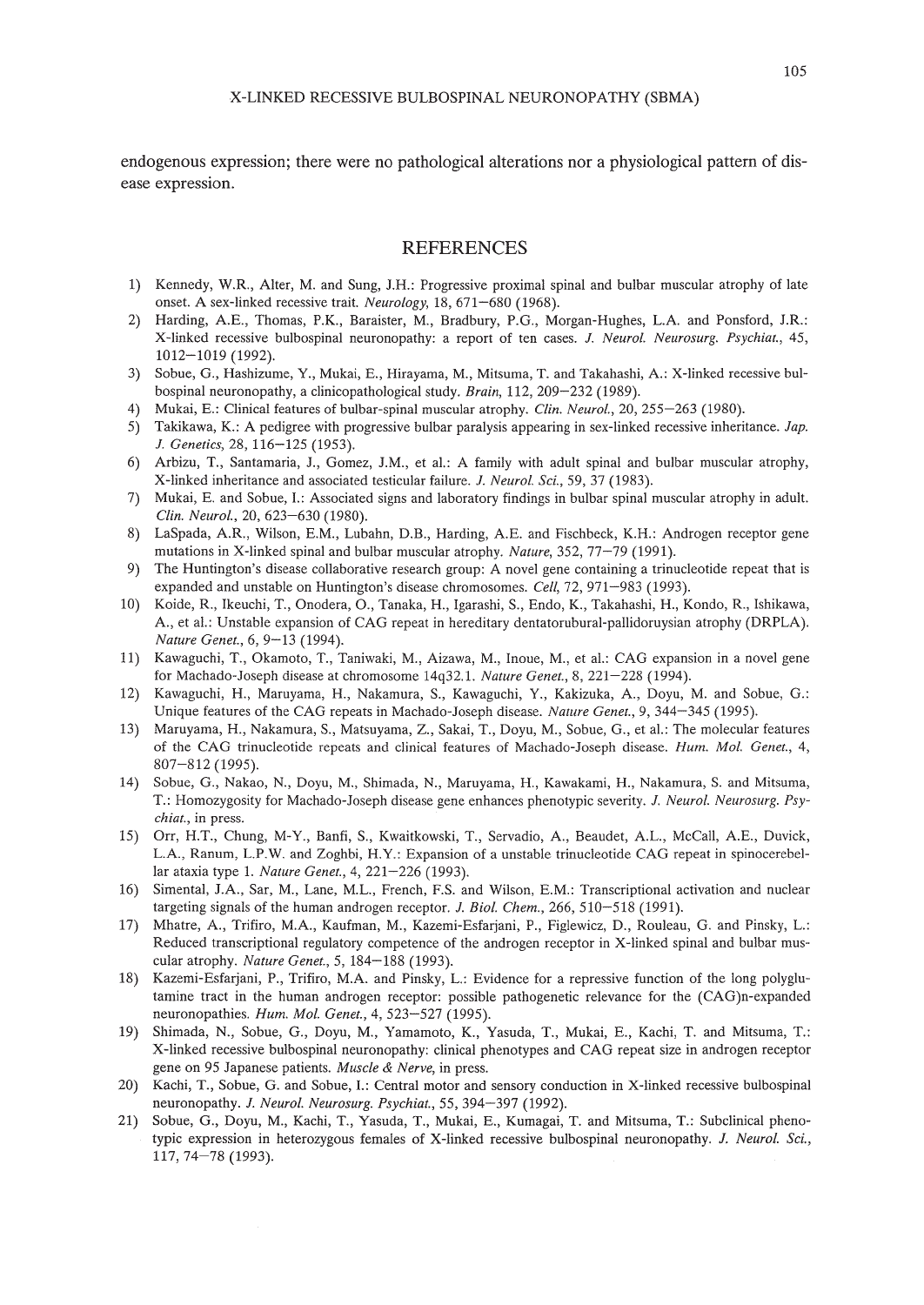endogenous expression; there were no pathological alterations nor a physiological pattern of disease expression.

## REFERENCES

1) Kennedy, W.R., Alter, M. and Sung, J.H.: Progressive proximal spinal and bulbar muscular atrophy of late onset. A sex-linked recessive trait. *Neurology,* 18, 671–680 (1968).
2) Harding, A.E., Thomas, P.K., Baraister, M., Bradbury, P.G., Morgan-Hughes, L.A. and Ponsford, J.R.: X-linked recessive bulbospinal neuronopathy: a report of ten cases. *J. Neurol. Neurosurg. Psychiat.,* 45, 1012–1019 (1992).
3) Sobue, G., Hashizume, Y., Mukai, E., Hirayama, M., Mitsuma, T. and Takahashi, A.: X-linked recessive bulbospinal neuronopathy, a clinicopathological study. *Brain,* 112, 209–232 (1989).
4) Mukai, E.: Clinical features of bulbar-spinal muscular atrophy. *Clin. Neurol.,* 20, 255–263 (1980).
5) Takikawa, K.: A pedigree with progressive bulbar paralysis appearing in sex-linked recessive inheritance. *Jap. J. Genetics,* 28, 116–125 (1953).
6) Arbizu, T., Santamaria, J., Gomez, J.M., et al.: A family with adult spinal and bulbar muscular atrophy, X-linked inheritance and associated testicular failure. *J. Neurol. Sci.,* 59, 37 (1983).
7) Mukai, E. and Sobue, I.: Associated signs and laboratory findings in bulbar spinal muscular atrophy in adult. *Clin. Neurol.,* 20, 623–630 (1980).
8) LaSpada, A.R., Wilson, E.M., Lubahn, D.B., Harding, A.E. and Fischbeck, K.H.: Androgen receptor gene mutations in X-linked spinal and bulbar muscular atrophy. *Nature,* 352, 77–79 (1991).
9) The Huntington's disease collaborative research group: A novel gene containing a trinucleotide repeat that is expanded and unstable on Huntington's disease chromosomes. *Cell,* 72, 971–983 (1993).
10) Koide, R., Ikeuchi, T., Onodera, O., Tanaka, H., Igarashi, S., Endo, K., Takahashi, H., Kondo, R., Ishikawa, A., et al.: Unstable expansion of CAG repeat in hereditary dentatorubural-pallidoruysian atrophy (DRPLA). *Nature Genet.,* 6, 9–13 (1994).
11) Kawaguchi, T., Okamoto, T., Taniwaki, M., Aizawa, M., Inoue, M., et al.: CAG expansion in a novel gene for Machado-Joseph disease at chromosome 14q32.1. *Nature Genet.,* 8, 221–228 (1994).
12) Kawaguchi, H., Maruyama, H., Nakamura, S., Kawaguchi, Y., Kakizuka, A., Doyu, M. and Sobue, G.: Unique features of the CAG repeats in Machado-Joseph disease. *Nature Genet.,* 9, 344–345 (1995).
13) Maruyama, H., Nakamura, S., Matsuyama, Z., Sakai, T., Doyu, M., Sobue, G., et al.: The molecular features of the CAG trinucleotide repeats and clinical features of Machado-Joseph disease. *Hum. Mol. Genet.,* 4, 807–812 (1995).
14) Sobue, G., Nakao, N., Doyu, M., Shimada, N., Maruyama, H., Kawakami, H., Nakamura, S. and Mitsuma, T.: Homozygosity for Machado-Joseph disease gene enhances phenotypic severity. *J. Neurol. Neurosurg. Psychiat.,* in press.
15) Orr, H.T., Chung, M-Y., Banfi, S., Kwaitkowski, T., Servadio, A., Beaudet, A.L., McCall, A.E., Duvick, L.A., Ranum, L.P.W. and Zoghbi, H.Y.: Expansion of a unstable trinucleotide CAG repeat in spinocerebellar ataxia type 1. *Nature Genet.,* 4, 221–226 (1993).
16) Simental, J.A., Sar, M., Lane, M.L., French, F.S. and Wilson, E.M.: Transcriptional activation and nuclear targeting signals of the human androgen receptor. *J. Biol. Chem.,* 266, 510–518 (1991).
17) Mhatre, A., Trifiro, M.A., Kaufman, M., Kazemi-Esfarjani, P., Figlewicz, D., Rouleau, G. and Pinsky, L.: Reduced transcriptional regulatory competence of the androgen receptor in X-linked spinal and bulbar muscular atrophy. *Nature Genet.,* 5, 184–188 (1993).
18) Kazemi-Esfarjani, P., Trifiro, M.A. and Pinsky, L.: Evidence for a repressive function of the long polyglutamine tract in the human androgen receptor: possible pathogenetic relevance for the (CAG)n-expanded neuronopathies. *Hum. Mol. Genet.,* 4, 523–527 (1995).
19) Shimada, N., Sobue, G., Doyu, M., Yamamoto, K., Yasuda, T., Mukai, E., Kachi, T. and Mitsuma, T.: X-linked recessive bulbospinal neuronopathy: clinical phenotypes and CAG repeat size in androgen receptor gene on 95 Japanese patients. *Muscle & Nerve,* in press.
20) Kachi, T., Sobue, G. and Sobue, I.: Central motor and sensory conduction in X-linked recessive bulbospinal neuronopathy. *J. Neurol. Neurosurg. Psychiat.,* 55, 394–397 (1992).
21) Sobue, G., Doyu, M., Kachi, T., Yasuda, T., Mukai, E., Kumagai, T. and Mitsuma, T.: Subclinical phenotypic expression in heterozygous females of X-linked recessive bulbospinal neuronopathy. *J. Neurol. Sci.,* 117, 74–78 (1993).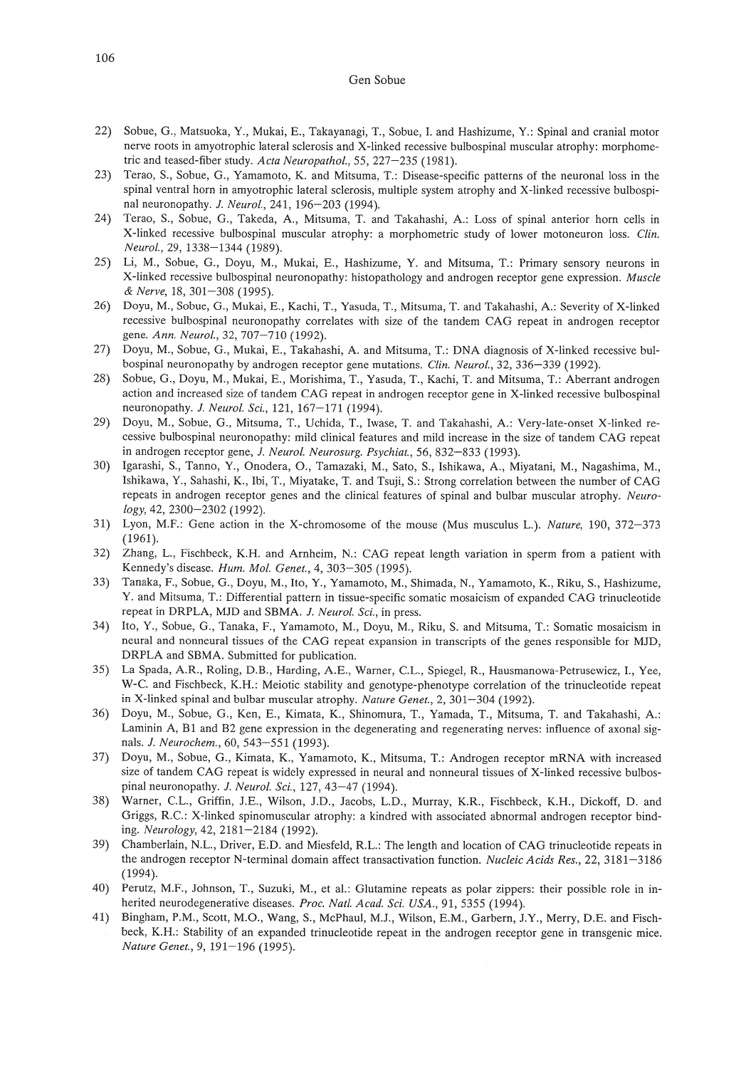22) Sobue, G., Matsuoka, Y., Mukai, E., Takayanagi, T., Sobue, I. and Hashizume, Y.: Spinal and cranial motor nerve roots in amyotrophic lateral sclerosis and X-linked recessive bulbospinal muscular atrophy: morphometric and teased-fiber study. *Acta Neuropathol.*, 55, 227–235 (1981).
23) Terao, S., Sobue, G., Yamamoto, K. and Mitsuma, T.: Disease-specific patterns of the neuronal loss in the spinal ventral horn in amyotrophic lateral sclerosis, multiple system atrophy and X-linked recessive bulbospinal neuronopathy. *J. Neurol.*, 241, 196–203 (1994).
24) Terao, S., Sobue, G., Takeda, A., Mitsuma, T. and Takahashi, A.: Loss of spinal anterior horn cells in X-linked recessive bulbospinal muscular atrophy: a morphometric study of lower motoneuron loss. *Clin. Neurol.*, 29, 1338–1344 (1989).
25) Li, M., Sobue, G., Doyu, M., Mukai, E., Hashizume, Y. and Mitsuma, T.: Primary sensory neurons in X-linked recessive bulbospinal neuronopathy: histopathology and androgen receptor gene expression. *Muscle & Nerve*, 18, 301–308 (1995).
26) Doyu, M., Sobue, G., Mukai, E., Kachi, T., Yasuda, T., Mitsuma, T. and Takahashi, A.: Severity of X-linked recessive bulbospinal neuronopathy correlates with size of the tandem CAG repeat in androgen receptor gene. *Ann. Neurol.*, 32, 707–710 (1992).
27) Doyu, M., Sobue, G., Mukai, E., Takahashi, A. and Mitsuma, T.: DNA diagnosis of X-linked recessive bulbospinal neuronopathy by androgen receptor gene mutations. *Clin. Neurol.*, 32, 336–339 (1992).
28) Sobue, G., Doyu, M., Mukai, E., Morishima, T., Yasuda, T., Kachi, T. and Mitsuma, T.: Aberrant androgen action and increased size of tandem CAG repeat in androgen receptor gene in X-linked recessive bulbospinal neuronopathy. *J. Neurol. Sci.*, 121, 167–171 (1994).
29) Doyu, M., Sobue, G., Mitsuma, T., Uchida, T., Iwase, T. and Takahashi, A.: Very-late-onset X-linked recessive bulbospinal neuronopathy: mild clinical features and mild increase in the size of tandem CAG repeat in androgen receptor gene, *J. Neurol. Neurosurg. Psychiat.*, 56, 832–833 (1993).
30) Igarashi, S., Tanno, Y., Onodera, O., Tamazaki, M., Sato, S., Ishikawa, A., Miyatani, M., Nagashima, M., Ishikawa, Y., Sahashi, K., Ibi, T., Miyatake, T. and Tsuji, S.: Strong correlation between the number of CAG repeats in androgen receptor genes and the clinical features of spinal and bulbar muscular atrophy. *Neurology*, 42, 2300–2302 (1992).
31) Lyon, M.F.: Gene action in the X-chromosome of the mouse (Mus musculus L.). *Nature*, 190, 372–373 (1961).
32) Zhang, L., Fischbeck, K.H. and Arnheim, N.: CAG repeat length variation in sperm from a patient with Kennedy's disease. *Hum. Mol. Genet.*, 4, 303–305 (1995).
33) Tanaka, F., Sobue, G., Doyu, M., Ito, Y., Yamamoto, M., Shimada, N., Yamamoto, K., Riku, S., Hashizume, Y. and Mitsuma, T.: Differential pattern in tissue-specific somatic mosaicism of expanded CAG trinucleotide repeat in DRPLA, MJD and SBMA. *J. Neurol. Sci.*, in press.
34) Ito, Y., Sobue, G., Tanaka, F., Yamamoto, M., Doyu, M., Riku, S. and Mitsuma, T.: Somatic mosaicism in neural and nonneural tissues of the CAG repeat expansion in transcripts of the genes responsible for MJD, DRPLA and SBMA. Submitted for publication.
35) La Spada, A.R., Roling, D.B., Harding, A.E., Warner, C.L., Spiegel, R., Hausmanowa-Petrusewicz, I., Yee, W-C. and Fischbeck, K.H.: Meiotic stability and genotype-phenotype correlation of the trinucleotide repeat in X-linked spinal and bulbar muscular atrophy. *Nature Genet.*, 2, 301–304 (1992).
36) Doyu, M., Sobue, G., Ken, E., Kimata, K., Shinomura, T., Yamada, T., Mitsuma, T. and Takahashi, A.: Laminin A, B1 and B2 gene expression in the degenerating and regenerating nerves: influence of axonal signals. *J. Neurochem.*, 60, 543–551 (1993).
37) Doyu, M., Sobue, G., Kimata, K., Yamamoto, K., Mitsuma, T.: Androgen receptor mRNA with increased size of tandem CAG repeat is widely expressed in neural and nonneural tissues of X-linked recessive bulbospinal neuronopathy. *J. Neurol. Sci.*, 127, 43–47 (1994).
38) Warner, C.L., Griffin, J.E., Wilson, J.D., Jacobs, L.D., Murray, K.R., Fischbeck, K.H., Dickoff, D. and Griggs, R.C.: X-linked spinomuscular atrophy: a kindred with associated abnormal androgen receptor binding. *Neurology*, 42, 2181–2184 (1992).
39) Chamberlain, N.L., Driver, E.D. and Miesfeld, R.L.: The length and location of CAG trinucleotide repeats in the androgen receptor N-terminal domain affect transactivation function. *Nucleic Acids Res.*, 22, 3181–3186 (1994).
40) Perutz, M.F., Johnson, T., Suzuki, M., et al.: Glutamine repeats as polar zippers: their possible role in inherited neurodegenerative diseases. *Proc. Natl. Acad. Sci. USA.*, 91, 5355 (1994).
41) Bingham, P.M., Scott, M.O., Wang, S., McPhaul, M.J., Wilson, E.M., Garbern, J.Y., Merry, D.E. and Fischbeck, K.H.: Stability of an expanded trinucleotide repeat in the androgen receptor gene in transgenic mice. *Nature Genet.*, 9, 191–196 (1995).